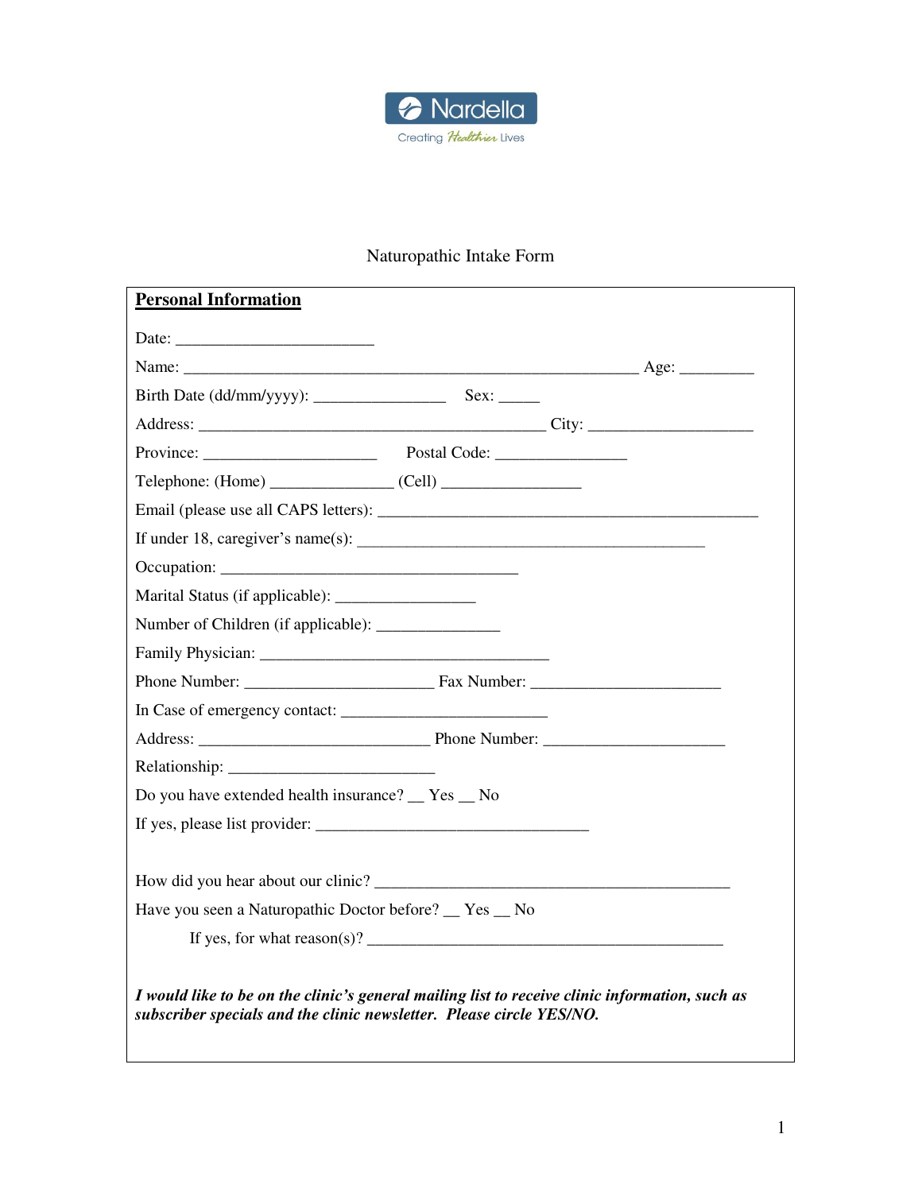Nardella
Creating *Healthier* Lives

# Naturopathic Intake Form

**Personal Information**

Date: ________________________

Name: _______________________________________________________ Age: _________

Birth Date (dd/mm/yyyy): ________________ Sex: _____

Address: __________________________________________ City: ____________________

Province: _____________________ Postal Code: ________________

Telephone: (Home) _______________ (Cell) _________________

Email (please use all CAPS letters): ______________________________________________

If under 18, caregiver's name(s): __________________________________________

Occupation: ____________________________________

Marital Status (if applicable): _________________

Number of Children (if applicable): _______________

Family Physician: ___________________________________

Phone Number: _______________________ Fax Number: _______________________

In Case of emergency contact: _________________________

Address: ____________________________ Phone Number: ______________________

Relationship: _________________________

Do you have extended health insurance? __ Yes __ No

If yes, please list provider: _________________________________

How did you hear about our clinic? ___________________________________________

Have you seen a Naturopathic Doctor before? __ Yes __ No

If yes, for what reason(s)? ___________________________________________

***I would like to be on the clinic's general mailing list to receive clinic information, such as subscriber specials and the clinic newsletter. Please circle YES/NO.***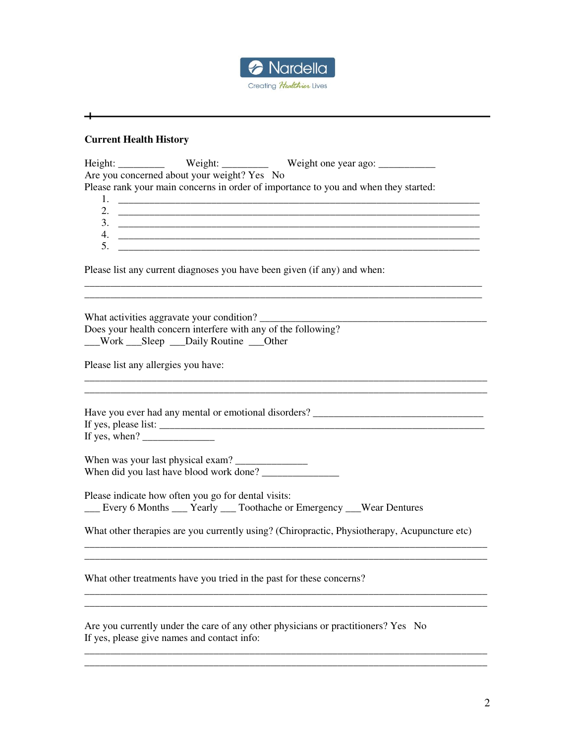Nardella
Creating Healthier Lives

---

**Current Health History**

Height: _________ Weight: _________ Weight one year ago: ___________

Are you concerned about your weight? Yes No

Please rank your main concerns in order of importance to you and when they started:

1. ________________________________________________________________________
2. ________________________________________________________________________
3. ________________________________________________________________________
4. ________________________________________________________________________
5. ________________________________________________________________________

Please list any current diagnoses you have been given (if any) and when:

________________________________________________________________________________
________________________________________________________________________________

What activities aggravate your condition? ______________________________________________

Does your health concern interfere with any of the following?

___Work ___Sleep ___Daily Routine ___Other

Please list any allergies you have:

________________________________________________________________________________
________________________________________________________________________________

Have you ever had any mental or emotional disorders? _________________________________

If yes, please list: ________________________________________________________________

If yes, when? ______________

When was your last physical exam? ______________

When did you last have blood work done? _______________

Please indicate how often you go for dental visits:

___ Every 6 Months ___ Yearly ___ Toothache or Emergency ___Wear Dentures

What other therapies are you currently using? (Chiropractic, Physiotherapy, Acupuncture etc)

________________________________________________________________________________
________________________________________________________________________________

What other treatments have you tried in the past for these concerns?

________________________________________________________________________________
________________________________________________________________________________

Are you currently under the care of any other physicians or practitioners? Yes No

If yes, please give names and contact info:

________________________________________________________________________________
________________________________________________________________________________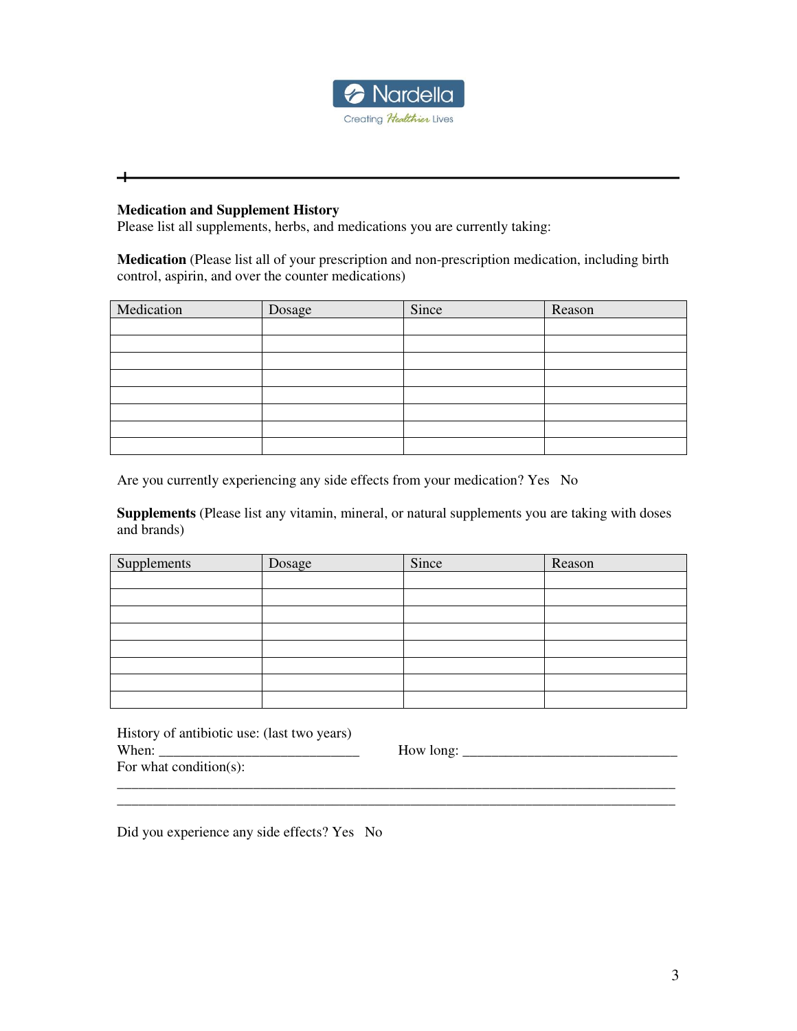**Medication and Supplement History**

Please list all supplements, herbs, and medications you are currently taking:

**Medication** (Please list all of your prescription and non-prescription medication, including birth control, aspirin, and over the counter medications)

| Medication | Dosage | Since | Reason |
|---|---|---|---|
| | | | |
| | | | |
| | | | |
| | | | |
| | | | |
| | | | |
| | | | |
| | | | |

Are you currently experiencing any side effects from your medication? Yes   No

**Supplements** (Please list any vitamin, mineral, or natural supplements you are taking with doses and brands)

| Supplements | Dosage | Since | Reason |
|---|---|---|---|
| | | | |
| | | | |
| | | | |
| | | | |
| | | | |
| | | | |
| | | | |
| | | | |

History of antibiotic use: (last two years)

When: ____________________________   How long: ______________________________

For what condition(s):

______________________________________________________________________________

______________________________________________________________________________

Did you experience any side effects? Yes   No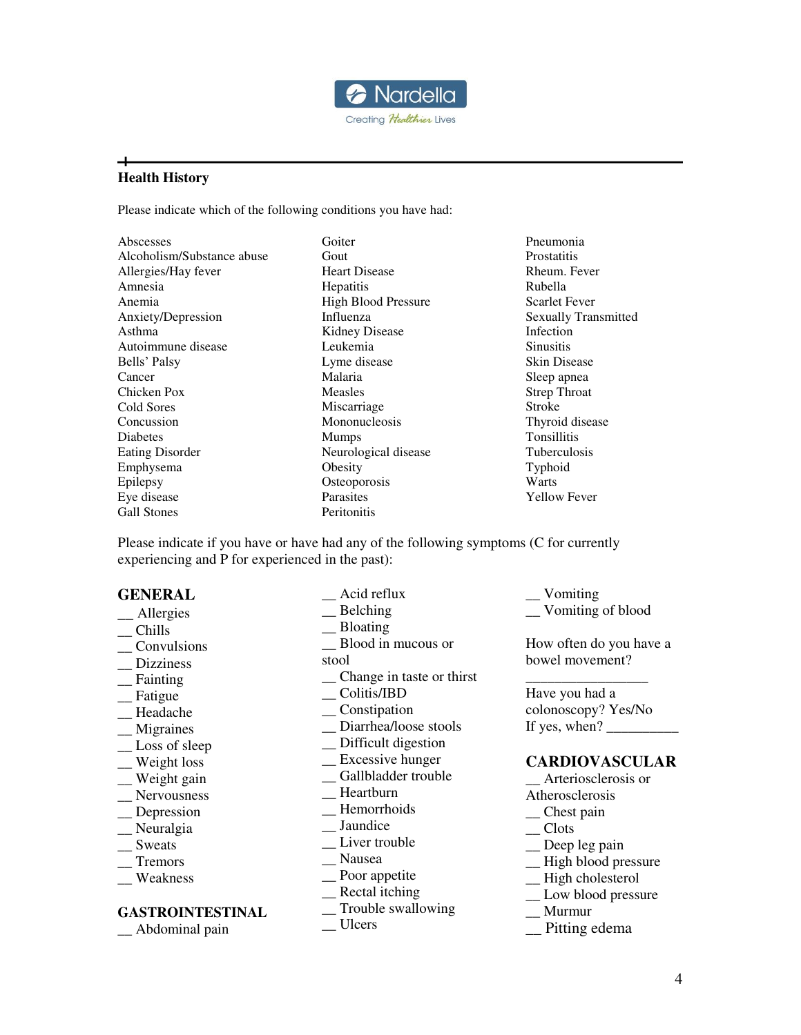Nardella

Creating Healthier Lives

## Health History

Please indicate which of the following conditions you have had:

Abscesses
Alcoholism/Substance abuse
Allergies/Hay fever
Amnesia
Anemia
Anxiety/Depression
Asthma
Autoimmune disease
Bells' Palsy
Cancer
Chicken Pox
Cold Sores
Concussion
Diabetes
Eating Disorder
Emphysema
Epilepsy
Eye disease
Gall Stones
Goiter
Gout
Heart Disease
Hepatitis
High Blood Pressure
Influenza
Kidney Disease
Leukemia
Lyme disease
Malaria
Measles
Miscarriage
Mononucleosis
Mumps
Neurological disease
Obesity
Osteoporosis
Parasites
Peritonitis
Pneumonia
Prostatitis
Rheum. Fever
Rubella
Scarlet Fever
Sexually Transmitted Infection
Sinusitis
Skin Disease
Sleep apnea
Strep Throat
Stroke
Thyroid disease
Tonsillitis
Tuberculosis
Typhoid
Warts
Yellow Fever

Please indicate if you have or have had any of the following symptoms (C for currently experiencing and P for experienced in the past):

### GENERAL

__ Allergies
__ Chills
__ Convulsions
__ Dizziness
__ Fainting
__ Fatigue
__ Headache
__ Migraines
__ Loss of sleep
__ Weight loss
__ Weight gain
__ Nervousness
__ Depression
__ Neuralgia
__ Sweats
__ Tremors
__ Weakness

### GASTROINTESTINAL

__ Abdominal pain
__ Acid reflux
__ Belching
__ Bloating
__ Blood in mucous or stool
__ Change in taste or thirst
__ Colitis/IBD
__ Constipation
__ Diarrhea/loose stools
__ Difficult digestion
__ Excessive hunger
__ Gallbladder trouble
__ Heartburn
__ Hemorrhoids
__ Jaundice
__ Liver trouble
__ Nausea
__ Poor appetite
__ Rectal itching
__ Trouble swallowing
__ Ulcers
__ Vomiting
__ Vomiting of blood

How often do you have a bowel movement?

_________________

Have you had a colonoscopy? Yes/No
If yes, when? __________

### CARDIOVASCULAR

__ Arteriosclerosis or Atherosclerosis
__ Chest pain
__ Clots
__ Deep leg pain
__ High blood pressure
__ High cholesterol
__ Low blood pressure
__ Murmur
__ Pitting edema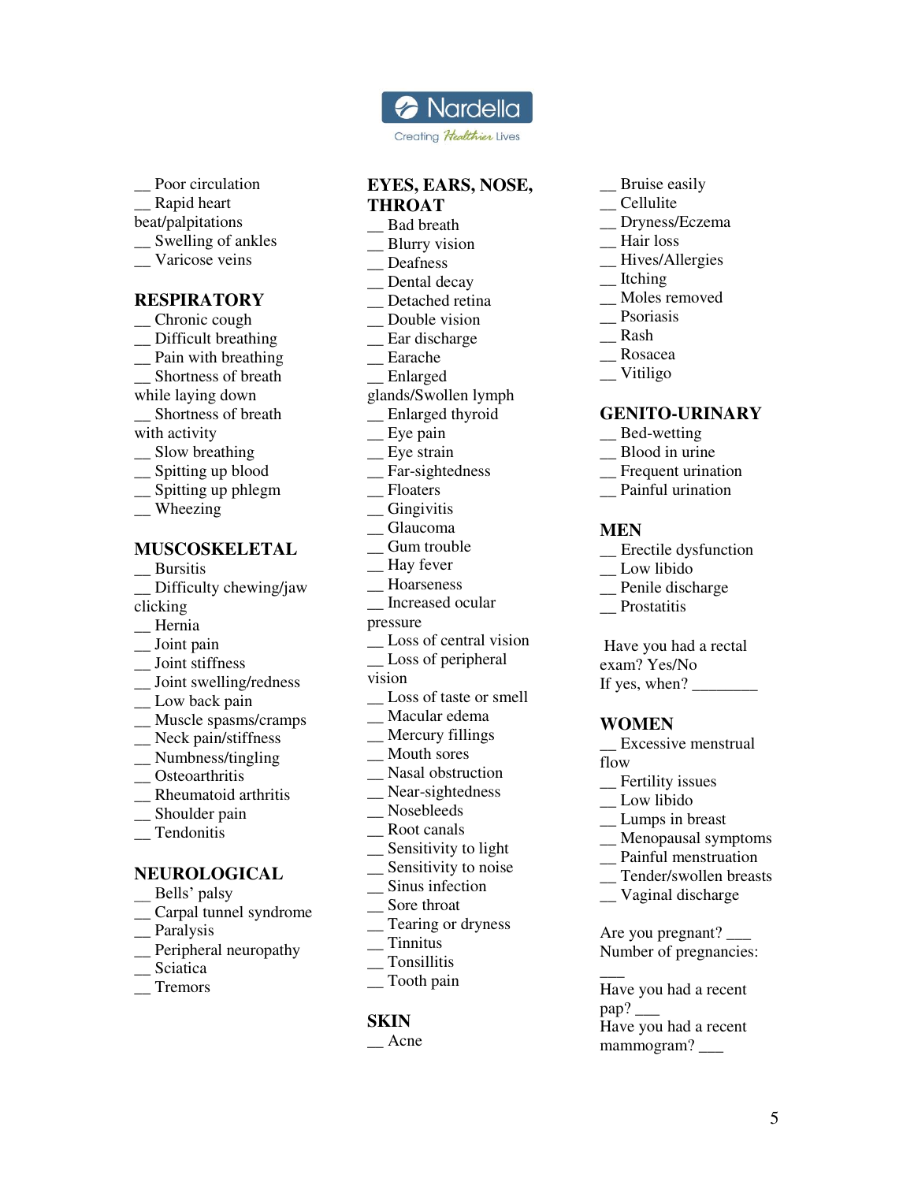__ Poor circulation
__ Rapid heart beat/palpitations
__ Swelling of ankles
__ Varicose veins

## RESPIRATORY

__ Chronic cough
__ Difficult breathing
__ Pain with breathing
__ Shortness of breath while laying down
__ Shortness of breath with activity
__ Slow breathing
__ Spitting up blood
__ Spitting up phlegm
__ Wheezing

## MUSCOSKELETAL

__ Bursitis
__ Difficulty chewing/jaw clicking
__ Hernia
__ Joint pain
__ Joint stiffness
__ Joint swelling/redness
__ Low back pain
__ Muscle spasms/cramps
__ Neck pain/stiffness
__ Numbness/tingling
__ Osteoarthritis
__ Rheumatoid arthritis
__ Shoulder pain
__ Tendonitis

## NEUROLOGICAL

__ Bells' palsy
__ Carpal tunnel syndrome
__ Paralysis
__ Peripheral neuropathy
__ Sciatica
__ Tremors

## EYES, EARS, NOSE, THROAT

__ Bad breath
__ Blurry vision
__ Deafness
__ Dental decay
__ Detached retina
__ Double vision
__ Ear discharge
__ Earache
__ Enlarged glands/Swollen lymph
__ Enlarged thyroid
__ Eye pain
__ Eye strain
__ Far-sightedness
__ Floaters
__ Gingivitis
__ Glaucoma
__ Gum trouble
__ Hay fever
__ Hoarseness
__ Increased ocular pressure
__ Loss of central vision
__ Loss of peripheral vision
__ Loss of taste or smell
__ Macular edema
__ Mercury fillings
__ Mouth sores
__ Nasal obstruction
__ Near-sightedness
__ Nosebleeds
__ Root canals
__ Sensitivity to light
__ Sensitivity to noise
__ Sinus infection
__ Sore throat
__ Tearing or dryness
__ Tinnitus
__ Tonsillitis
__ Tooth pain

## SKIN

__ Acne
__ Bruise easily
__ Cellulite
__ Dryness/Eczema
__ Hair loss
__ Hives/Allergies
__ Itching
__ Moles removed
__ Psoriasis
__ Rash
__ Rosacea
__ Vitiligo

## GENITO-URINARY

__ Bed-wetting
__ Blood in urine
__ Frequent urination
__ Painful urination

## MEN

__ Erectile dysfunction
__ Low libido
__ Penile discharge
__ Prostatitis

Have you had a rectal exam? Yes/No
If yes, when? ________

## WOMEN

__ Excessive menstrual flow
__ Fertility issues
__ Low libido
__ Lumps in breast
__ Menopausal symptoms
__ Painful menstruation
__ Tender/swollen breasts
__ Vaginal discharge

Are you pregnant? ___
Number of pregnancies: ___

Have you had a recent pap? ___
Have you had a recent mammogram? ___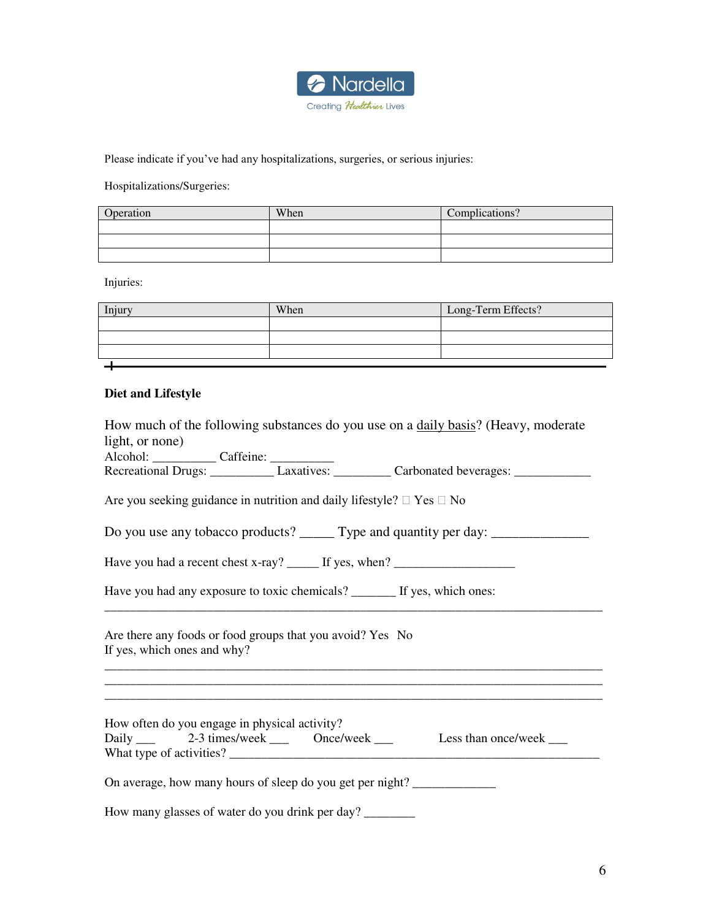Please indicate if you've had any hospitalizations, surgeries, or serious injuries:

Hospitalizations/Surgeries:

| Operation | When | Complications? |
| --- | --- | --- |
| | | |
| | | |
| | | |

Injuries:

| Injury | When | Long-Term Effects? |
| --- | --- | --- |
| | | |
| | | |
| | | |

---

**Diet and Lifestyle**

How much of the following substances do you use on a daily basis? (Heavy, moderate light, or none)
Alcohol: __________ Caffeine: __________
Recreational Drugs: __________ Laxatives: _________ Carbonated beverages: ____________

Are you seeking guidance in nutrition and daily lifestyle? ☐ Yes ☐ No

Do you use any tobacco products? _____ Type and quantity per day: ______________

Have you had a recent chest x-ray? _____ If yes, when? ___________________

Have you had any exposure to toxic chemicals? _______ If yes, which ones:
_______________________________________________________________________________

Are there any foods or food groups that you avoid? Yes No
If yes, which ones and why?
_______________________________________________________________________________
_______________________________________________________________________________
_______________________________________________________________________________

How often do you engage in physical activity?
Daily ___ 2-3 times/week ___ Once/week ___ Less than once/week ___
What type of activities? _____________________________________________________________

On average, how many hours of sleep do you get per night? _____________

How many glasses of water do you drink per day? ________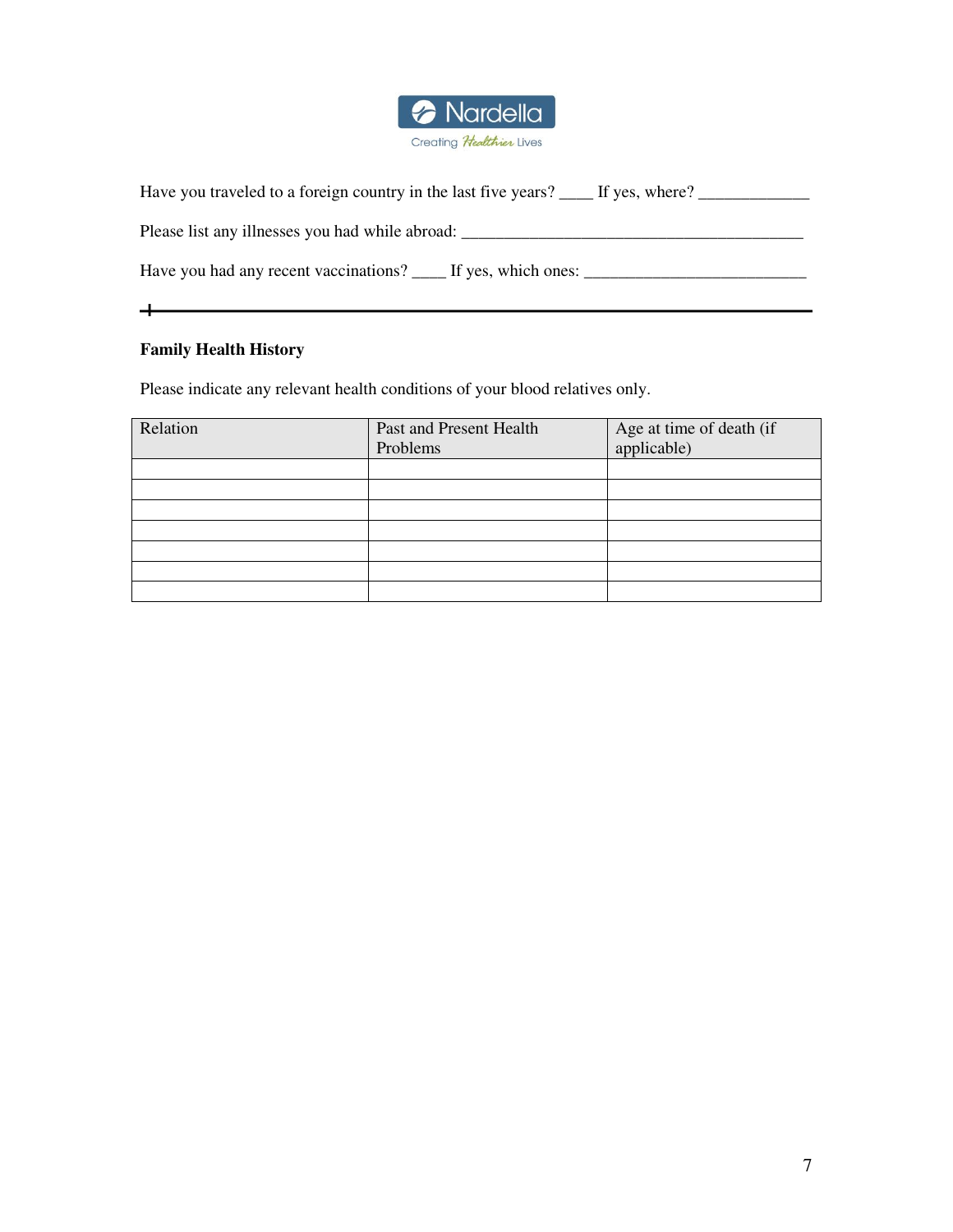Have you traveled to a foreign country in the last five years? ____ If yes, where? _____________

Please list any illnesses you had while abroad: ________________________________________

Have you had any recent vaccinations? ____ If yes, which ones: __________________________

---

**Family Health History**

Please indicate any relevant health conditions of your blood relatives only.

| Relation | Past and Present Health Problems | Age at time of death (if applicable) |
|---|---|---|
| | | |
| | | |
| | | |
| | | |
| | | |
| | | |
| | | |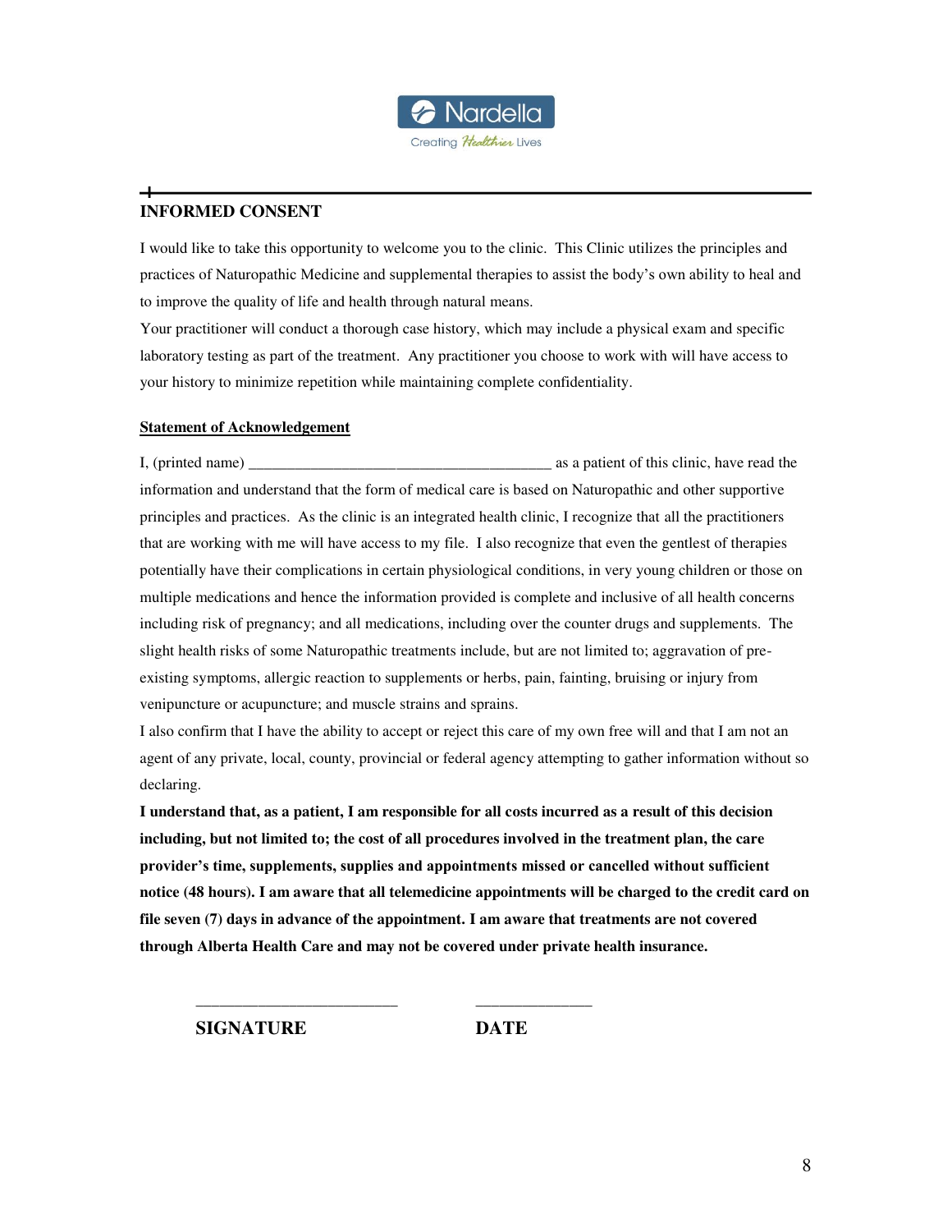Nardella

Creating *Healthier* Lives

## INFORMED CONSENT

I would like to take this opportunity to welcome you to the clinic. This Clinic utilizes the principles and practices of Naturopathic Medicine and supplemental therapies to assist the body's own ability to heal and to improve the quality of life and health through natural means.

Your practitioner will conduct a thorough case history, which may include a physical exam and specific laboratory testing as part of the treatment. Any practitioner you choose to work with will have access to your history to minimize repetition while maintaining complete confidentiality.

### Statement of Acknowledgement

I, (printed name) ________________________________________ as a patient of this clinic, have read the information and understand that the form of medical care is based on Naturopathic and other supportive principles and practices. As the clinic is an integrated health clinic, I recognize that all the practitioners that are working with me will have access to my file. I also recognize that even the gentlest of therapies potentially have their complications in certain physiological conditions, in very young children or those on multiple medications and hence the information provided is complete and inclusive of all health concerns including risk of pregnancy; and all medications, including over the counter drugs and supplements. The slight health risks of some Naturopathic treatments include, but are not limited to; aggravation of pre-existing symptoms, allergic reaction to supplements or herbs, pain, fainting, bruising or injury from venipuncture or acupuncture; and muscle strains and sprains.

I also confirm that I have the ability to accept or reject this care of my own free will and that I am not an agent of any private, local, county, provincial or federal agency attempting to gather information without so declaring.

**I understand that, as a patient, I am responsible for all costs incurred as a result of this decision including, but not limited to; the cost of all procedures involved in the treatment plan, the care provider's time, supplements, supplies and appointments missed or cancelled without sufficient notice (48 hours). I am aware that all telemedicine appointments will be charged to the credit card on file seven (7) days in advance of the appointment. I am aware that treatments are not covered through Alberta Health Care and may not be covered under private health insurance.**

_________________________ ______________

**SIGNATURE** **DATE**